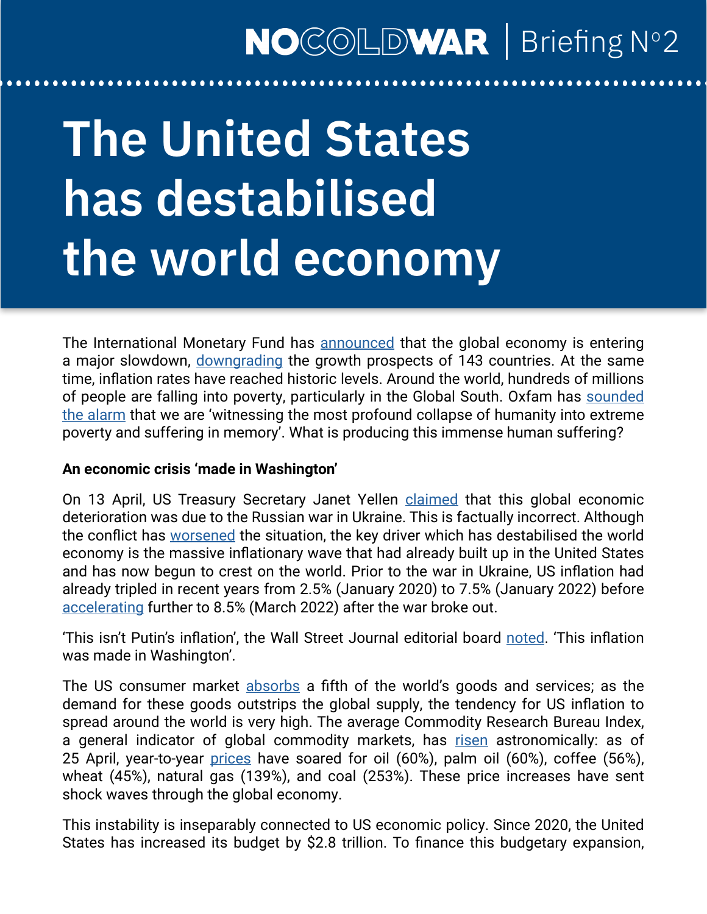NOCOLDWAR | Briefing N°2

# The United States has destabilised the world economy

The International Monetary Fund has announced that the global economy is entering a major slowdown, downgrading the growth prospects of 143 countries. At the same time, inflation rates have reached historic levels. Around the world, hundreds of millions of people are falling into poverty, particularly in the Global South. Oxfam has sounded the alarm that we are 'witnessing the most profound collapse of humanity into extreme poverty and suffering in memory'. What is producing this immense human suffering?

**An economic crisis 'made in Washington'**

On 13 April, US Treasury Secretary Janet Yellen claimed that this global economic deterioration was due to the Russian war in Ukraine. This is factually incorrect. Although the conflict has worsened the situation, the key driver which has destabilised the world economy is the massive inflationary wave that had already built up in the United States and has now begun to crest on the world. Prior to the war in Ukraine, US inflation had already tripled in recent years from 2.5% (January 2020) to 7.5% (January 2022) before accelerating further to 8.5% (March 2022) after the war broke out.

'This isn't Putin's inflation', the Wall Street Journal editorial board noted. 'This inflation was made in Washington'.

The US consumer market absorbs a fifth of the world's goods and services; as the demand for these goods outstrips the global supply, the tendency for US inflation to spread around the world is very high. The average Commodity Research Bureau Index, a general indicator of global commodity markets, has risen astronomically: as of 25 April, year-to-year prices have soared for oil (60%), palm oil (60%), coffee (56%), wheat (45%), natural gas (139%), and coal (253%). These price increases have sent shock waves through the global economy.

This instability is inseparably connected to US economic policy. Since 2020, the United States has increased its budget by $2.8 trillion. To finance this budgetary expansion,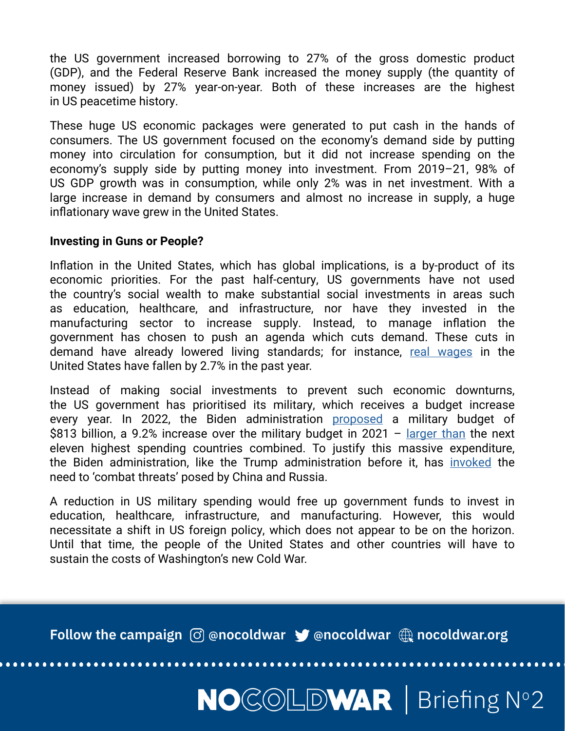the US government increased borrowing to 27% of the gross domestic product (GDP), and the Federal Reserve Bank increased the money supply (the quantity of money issued) by 27% year-on-year. Both of these increases are the highest in US peacetime history.

These huge US economic packages were generated to put cash in the hands of consumers. The US government focused on the economy's demand side by putting money into circulation for consumption, but it did not increase spending on the economy's supply side by putting money into investment. From 2019–21, 98% of US GDP growth was in consumption, while only 2% was in net investment. With a large increase in demand by consumers and almost no increase in supply, a huge inflationary wave grew in the United States.

### Investing in Guns or People?

Inflation in the United States, which has global implications, is a by-product of its economic priorities. For the past half-century, US governments have not used the country's social wealth to make substantial social investments in areas such as education, healthcare, and infrastructure, nor have they invested in the manufacturing sector to increase supply. Instead, to manage inflation the government has chosen to push an agenda which cuts demand. These cuts in demand have already lowered living standards; for instance, real wages in the United States have fallen by 2.7% in the past year.

Instead of making social investments to prevent such economic downturns, the US government has prioritised its military, which receives a budget increase every year. In 2022, the Biden administration proposed a military budget of $813 billion, a 9.2% increase over the military budget in 2021 – larger than the next eleven highest spending countries combined. To justify this massive expenditure, the Biden administration, like the Trump administration before it, has invoked the need to 'combat threats' posed by China and Russia.

A reduction in US military spending would free up government funds to invest in education, healthcare, infrastructure, and manufacturing. However, this would necessitate a shift in US foreign policy, which does not appear to be on the horizon. Until that time, the people of the United States and other countries will have to sustain the costs of Washington's new Cold War.

**Follow the campaign** @nocoldwar @nocoldwar nocoldwar.org

NOCOLDWAR | Briefing Nº2